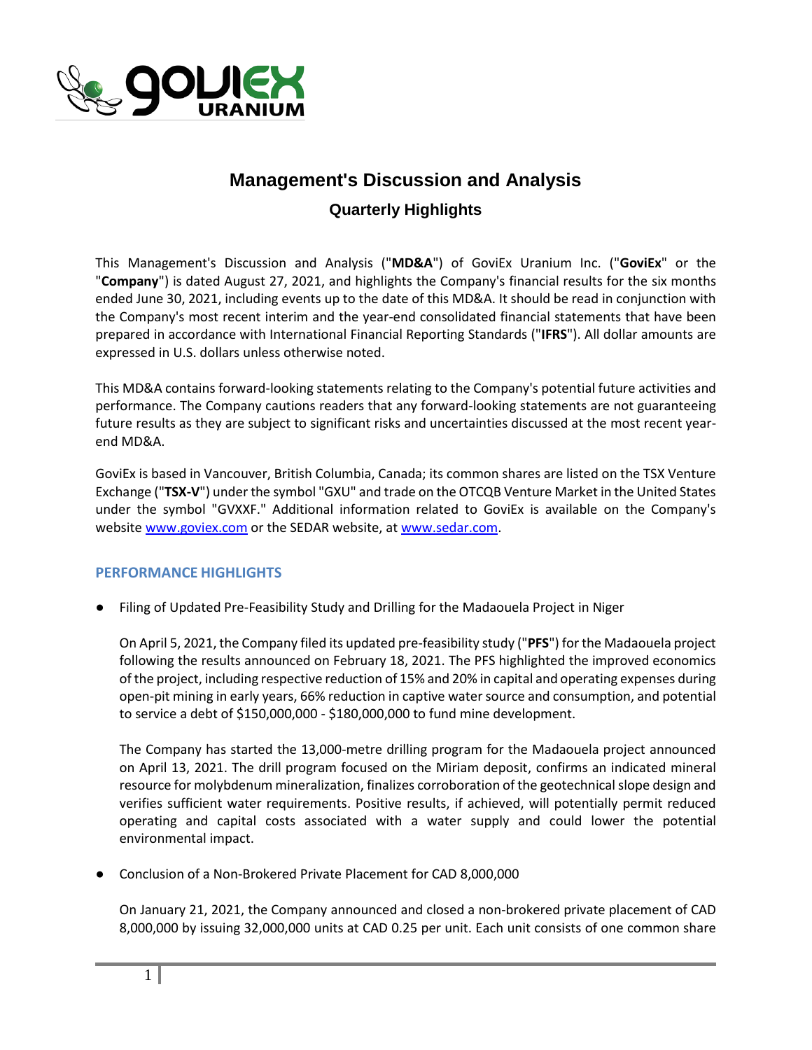# Management's Discussion and Analysis

## Quarterly Highlights

This Management's Discussion and Analysis ("**MD&A**") of GoviEx Uranium Inc. ("**GoviEx**" or the "**Company**") is dated August 27, 2021, and highlights the Company's financial results for the six months ended June 30, 2021, including events up to the date of this MD&A. It should be read in conjunction with the Company's most recent interim and the year-end consolidated financial statements that have been prepared in accordance with International Financial Reporting Standards ("**IFRS**"). All dollar amounts are expressed in U.S. dollars unless otherwise noted.

This MD&A contains forward-looking statements relating to the Company's potential future activities and performance. The Company cautions readers that any forward-looking statements are not guaranteeing future results as they are subject to significant risks and uncertainties discussed at the most recent year-end MD&A.

GoviEx is based in Vancouver, British Columbia, Canada; its common shares are listed on the TSX Venture Exchange ("**TSX-V**") under the symbol "GXU" and trade on the OTCQB Venture Market in the United States under the symbol "GVXXF." Additional information related to GoviEx is available on the Company's website www.goviex.com or the SEDAR website, at www.sedar.com.

### PERFORMANCE HIGHLIGHTS

- Filing of Updated Pre-Feasibility Study and Drilling for the Madaouela Project in Niger

  On April 5, 2021, the Company filed its updated pre-feasibility study ("**PFS**") for the Madaouela project following the results announced on February 18, 2021. The PFS highlighted the improved economics of the project, including respective reduction of 15% and 20% in capital and operating expenses during open-pit mining in early years, 66% reduction in captive water source and consumption, and potential to service a debt of $150,000,000 - $180,000,000 to fund mine development.

  The Company has started the 13,000-metre drilling program for the Madaouela project announced on April 13, 2021. The drill program focused on the Miriam deposit, confirms an indicated mineral resource for molybdenum mineralization, finalizes corroboration of the geotechnical slope design and verifies sufficient water requirements. Positive results, if achieved, will potentially permit reduced operating and capital costs associated with a water supply and could lower the potential environmental impact.

- Conclusion of a Non-Brokered Private Placement for CAD 8,000,000

  On January 21, 2021, the Company announced and closed a non-brokered private placement of CAD 8,000,000 by issuing 32,000,000 units at CAD 0.25 per unit. Each unit consists of one common share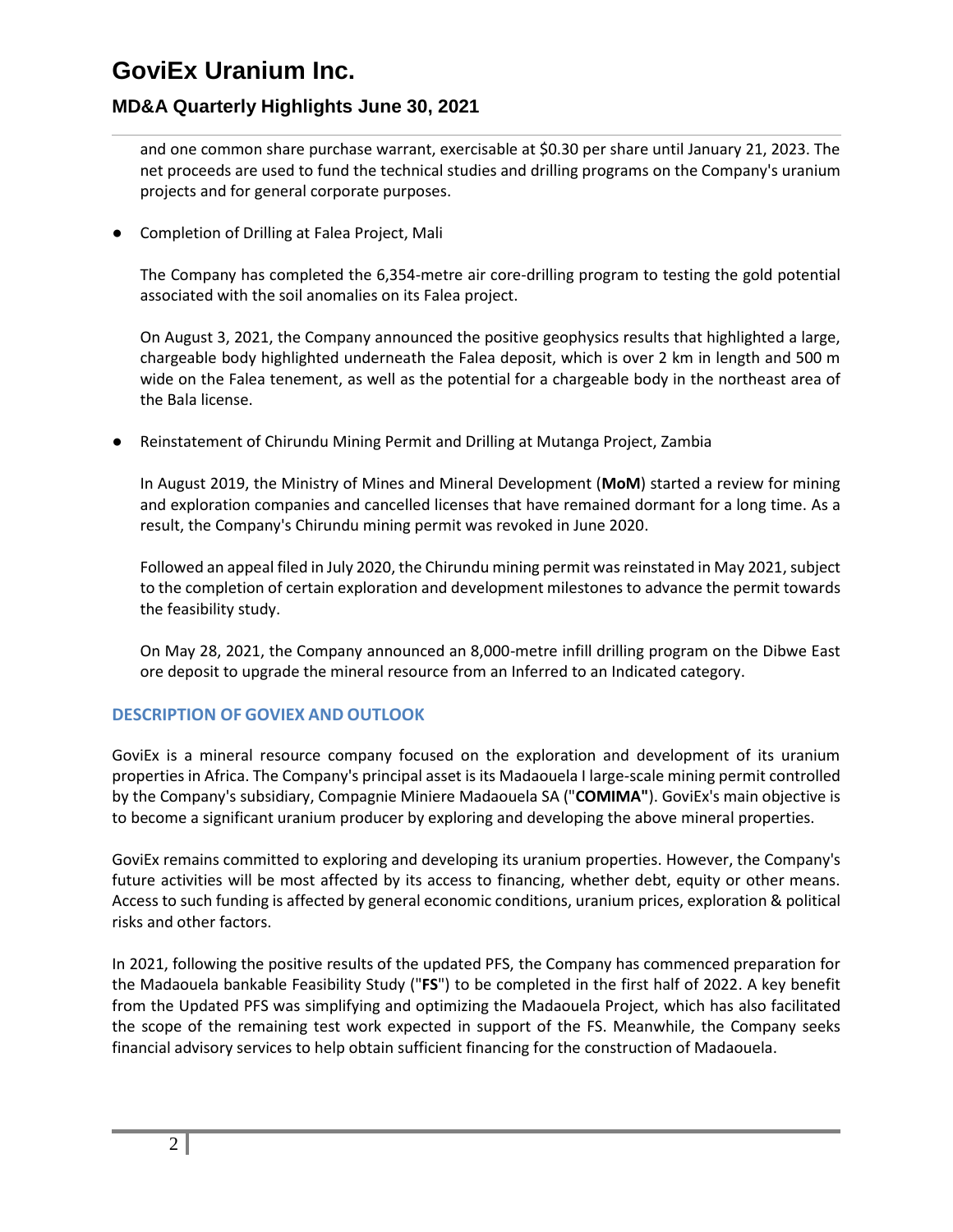and one common share purchase warrant, exercisable at $0.30 per share until January 21, 2023. The net proceeds are used to fund the technical studies and drilling programs on the Company's uranium projects and for general corporate purposes.

- Completion of Drilling at Falea Project, Mali

  The Company has completed the 6,354-metre air core-drilling program to testing the gold potential associated with the soil anomalies on its Falea project.

  On August 3, 2021, the Company announced the positive geophysics results that highlighted a large, chargeable body highlighted underneath the Falea deposit, which is over 2 km in length and 500 m wide on the Falea tenement, as well as the potential for a chargeable body in the northeast area of the Bala license.

- Reinstatement of Chirundu Mining Permit and Drilling at Mutanga Project, Zambia

  In August 2019, the Ministry of Mines and Mineral Development (**MoM**) started a review for mining and exploration companies and cancelled licenses that have remained dormant for a long time. As a result, the Company's Chirundu mining permit was revoked in June 2020.

  Followed an appeal filed in July 2020, the Chirundu mining permit was reinstated in May 2021, subject to the completion of certain exploration and development milestones to advance the permit towards the feasibility study.

  On May 28, 2021, the Company announced an 8,000-metre infill drilling program on the Dibwe East ore deposit to upgrade the mineral resource from an Inferred to an Indicated category.

## DESCRIPTION OF GOVIEX AND OUTLOOK

GoviEx is a mineral resource company focused on the exploration and development of its uranium properties in Africa. The Company's principal asset is its Madaouela I large-scale mining permit controlled by the Company's subsidiary, Compagnie Miniere Madaouela SA ("**COMIMA"**). GoviEx's main objective is to become a significant uranium producer by exploring and developing the above mineral properties.

GoviEx remains committed to exploring and developing its uranium properties. However, the Company's future activities will be most affected by its access to financing, whether debt, equity or other means. Access to such funding is affected by general economic conditions, uranium prices, exploration & political risks and other factors.

In 2021, following the positive results of the updated PFS, the Company has commenced preparation for the Madaouela bankable Feasibility Study ("**FS**") to be completed in the first half of 2022. A key benefit from the Updated PFS was simplifying and optimizing the Madaouela Project, which has also facilitated the scope of the remaining test work expected in support of the FS. Meanwhile, the Company seeks financial advisory services to help obtain sufficient financing for the construction of Madaouela.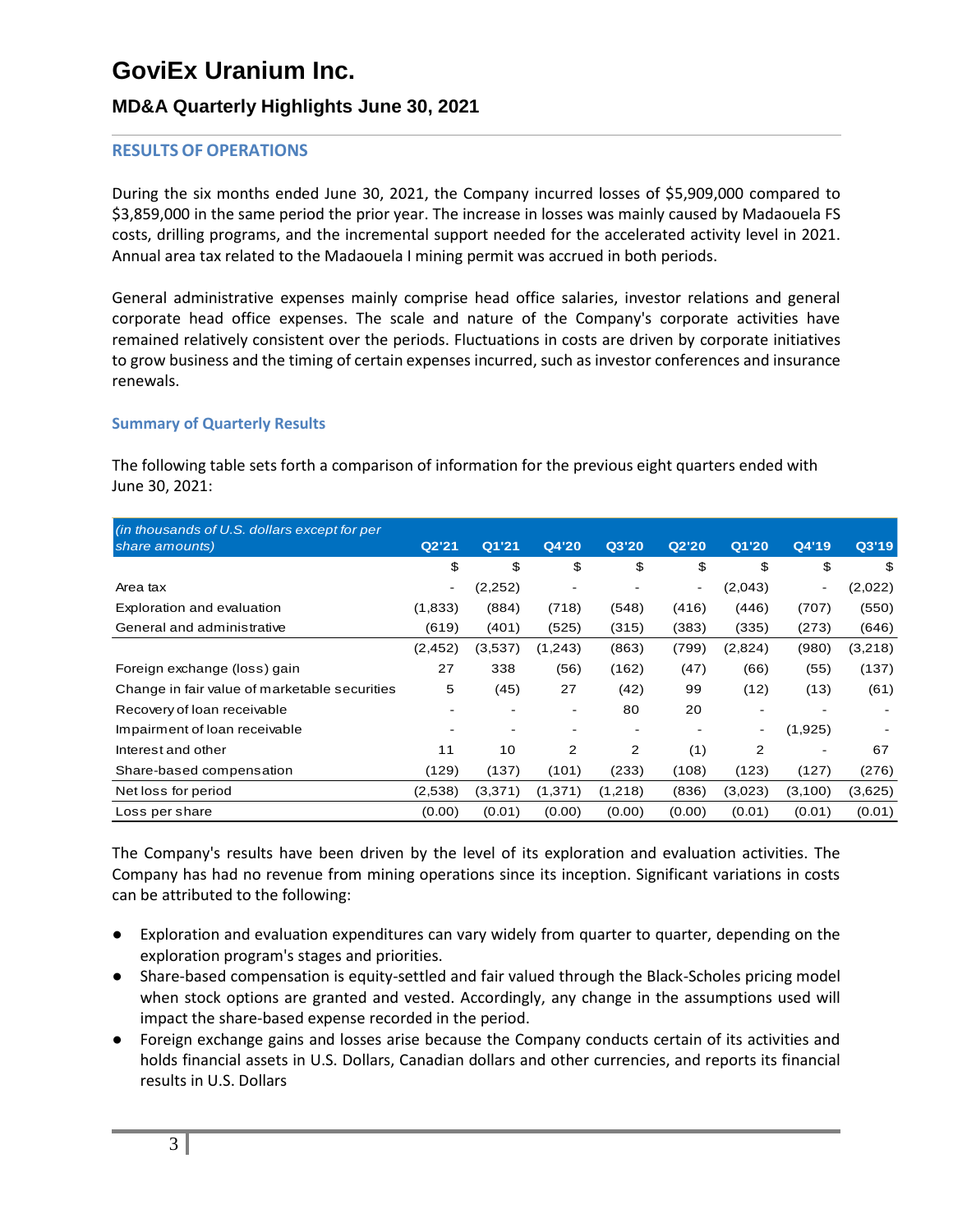# GoviEx Uranium Inc.

## MD&A Quarterly Highlights June 30, 2021

### RESULTS OF OPERATIONS

During the six months ended June 30, 2021, the Company incurred losses of $5,909,000 compared to $3,859,000 in the same period the prior year. The increase in losses was mainly caused by Madaouela FS costs, drilling programs, and the incremental support needed for the accelerated activity level in 2021. Annual area tax related to the Madaouela I mining permit was accrued in both periods.

General administrative expenses mainly comprise head office salaries, investor relations and general corporate head office expenses. The scale and nature of the Company's corporate activities have remained relatively consistent over the periods. Fluctuations in costs are driven by corporate initiatives to grow business and the timing of certain expenses incurred, such as investor conferences and insurance renewals.

#### Summary of Quarterly Results

The following table sets forth a comparison of information for the previous eight quarters ended with June 30, 2021:

| *(in thousands of U.S. dollars except for per share amounts)* | Q2'21 | Q1'21 | Q4'20 | Q3'20 | Q2'20 | Q1'20 | Q4'19 | Q3'19 |
|---|---|---|---|---|---|---|---|---|
| | $ | $ | $ | $ | $ | $ | $ | $ |
| Area tax | - | (2,252) | - | - | - | (2,043) | - | (2,022) |
| Exploration and evaluation | (1,833) | (884) | (718) | (548) | (416) | (446) | (707) | (550) |
| General and administrative | (619) | (401) | (525) | (315) | (383) | (335) | (273) | (646) |
| | (2,452) | (3,537) | (1,243) | (863) | (799) | (2,824) | (980) | (3,218) |
| Foreign exchange (loss) gain | 27 | 338 | (56) | (162) | (47) | (66) | (55) | (137) |
| Change in fair value of marketable securities | 5 | (45) | 27 | (42) | 99 | (12) | (13) | (61) |
| Recovery of loan receivable | - | - | - | 80 | 20 | - | - | - |
| Impairment of loan receivable | - | - | - | - | - | - | (1,925) | - |
| Interest and other | 11 | 10 | 2 | 2 | (1) | 2 | - | 67 |
| Share-based compensation | (129) | (137) | (101) | (233) | (108) | (123) | (127) | (276) |
| Net loss for period | (2,538) | (3,371) | (1,371) | (1,218) | (836) | (3,023) | (3,100) | (3,625) |
| Loss per share | (0.00) | (0.01) | (0.00) | (0.00) | (0.00) | (0.01) | (0.01) | (0.01) |

The Company's results have been driven by the level of its exploration and evaluation activities. The Company has had no revenue from mining operations since its inception. Significant variations in costs can be attributed to the following:

- Exploration and evaluation expenditures can vary widely from quarter to quarter, depending on the exploration program's stages and priorities.
- Share-based compensation is equity-settled and fair valued through the Black-Scholes pricing model when stock options are granted and vested. Accordingly, any change in the assumptions used will impact the share-based expense recorded in the period.
- Foreign exchange gains and losses arise because the Company conducts certain of its activities and holds financial assets in U.S. Dollars, Canadian dollars and other currencies, and reports its financial results in U.S. Dollars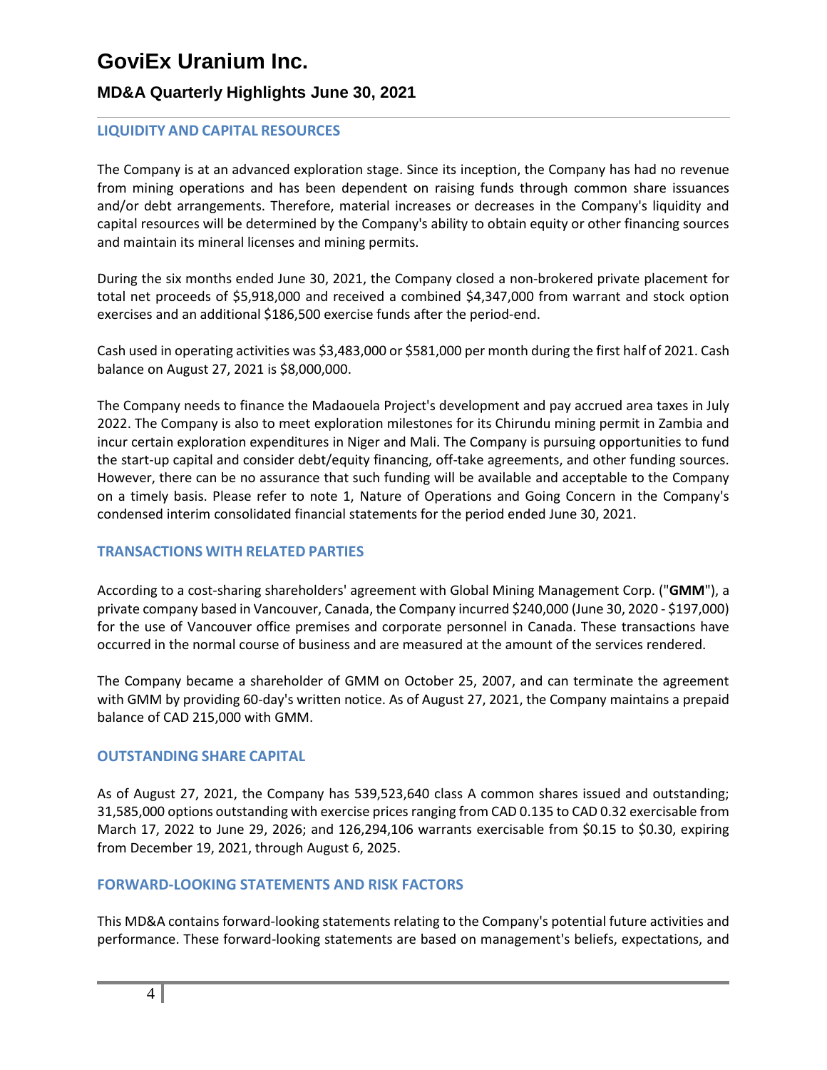## LIQUIDITY AND CAPITAL RESOURCES

The Company is at an advanced exploration stage. Since its inception, the Company has had no revenue from mining operations and has been dependent on raising funds through common share issuances and/or debt arrangements. Therefore, material increases or decreases in the Company's liquidity and capital resources will be determined by the Company's ability to obtain equity or other financing sources and maintain its mineral licenses and mining permits.

During the six months ended June 30, 2021, the Company closed a non-brokered private placement for total net proceeds of $5,918,000 and received a combined $4,347,000 from warrant and stock option exercises and an additional $186,500 exercise funds after the period-end.

Cash used in operating activities was $3,483,000 or $581,000 per month during the first half of 2021. Cash balance on August 27, 2021 is $8,000,000.

The Company needs to finance the Madaouela Project's development and pay accrued area taxes in July 2022. The Company is also to meet exploration milestones for its Chirundu mining permit in Zambia and incur certain exploration expenditures in Niger and Mali. The Company is pursuing opportunities to fund the start-up capital and consider debt/equity financing, off-take agreements, and other funding sources. However, there can be no assurance that such funding will be available and acceptable to the Company on a timely basis. Please refer to note 1, Nature of Operations and Going Concern in the Company's condensed interim consolidated financial statements for the period ended June 30, 2021.

## TRANSACTIONS WITH RELATED PARTIES

According to a cost-sharing shareholders' agreement with Global Mining Management Corp. ("**GMM**"), a private company based in Vancouver, Canada, the Company incurred $240,000 (June 30, 2020 - $197,000) for the use of Vancouver office premises and corporate personnel in Canada. These transactions have occurred in the normal course of business and are measured at the amount of the services rendered.

The Company became a shareholder of GMM on October 25, 2007, and can terminate the agreement with GMM by providing 60-day's written notice. As of August 27, 2021, the Company maintains a prepaid balance of CAD 215,000 with GMM.

## OUTSTANDING SHARE CAPITAL

As of August 27, 2021, the Company has 539,523,640 class A common shares issued and outstanding; 31,585,000 options outstanding with exercise prices ranging from CAD 0.135 to CAD 0.32 exercisable from March 17, 2022 to June 29, 2026; and 126,294,106 warrants exercisable from $0.15 to $0.30, expiring from December 19, 2021, through August 6, 2025.

## FORWARD-LOOKING STATEMENTS AND RISK FACTORS

This MD&A contains forward-looking statements relating to the Company's potential future activities and performance. These forward-looking statements are based on management's beliefs, expectations, and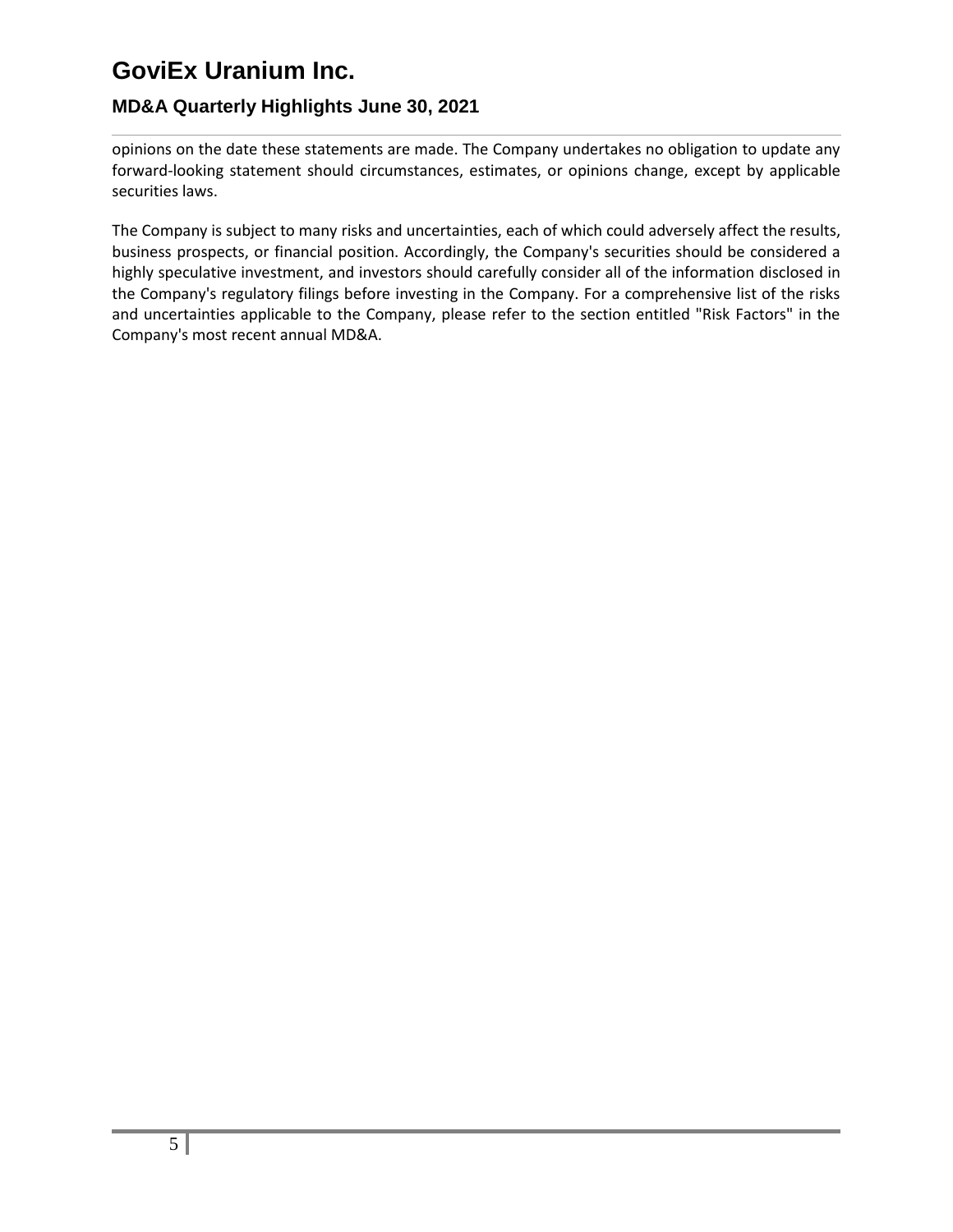opinions on the date these statements are made. The Company undertakes no obligation to update any forward-looking statement should circumstances, estimates, or opinions change, except by applicable securities laws.

The Company is subject to many risks and uncertainties, each of which could adversely affect the results, business prospects, or financial position. Accordingly, the Company's securities should be considered a highly speculative investment, and investors should carefully consider all of the information disclosed in the Company's regulatory filings before investing in the Company. For a comprehensive list of the risks and uncertainties applicable to the Company, please refer to the section entitled "Risk Factors" in the Company's most recent annual MD&A.